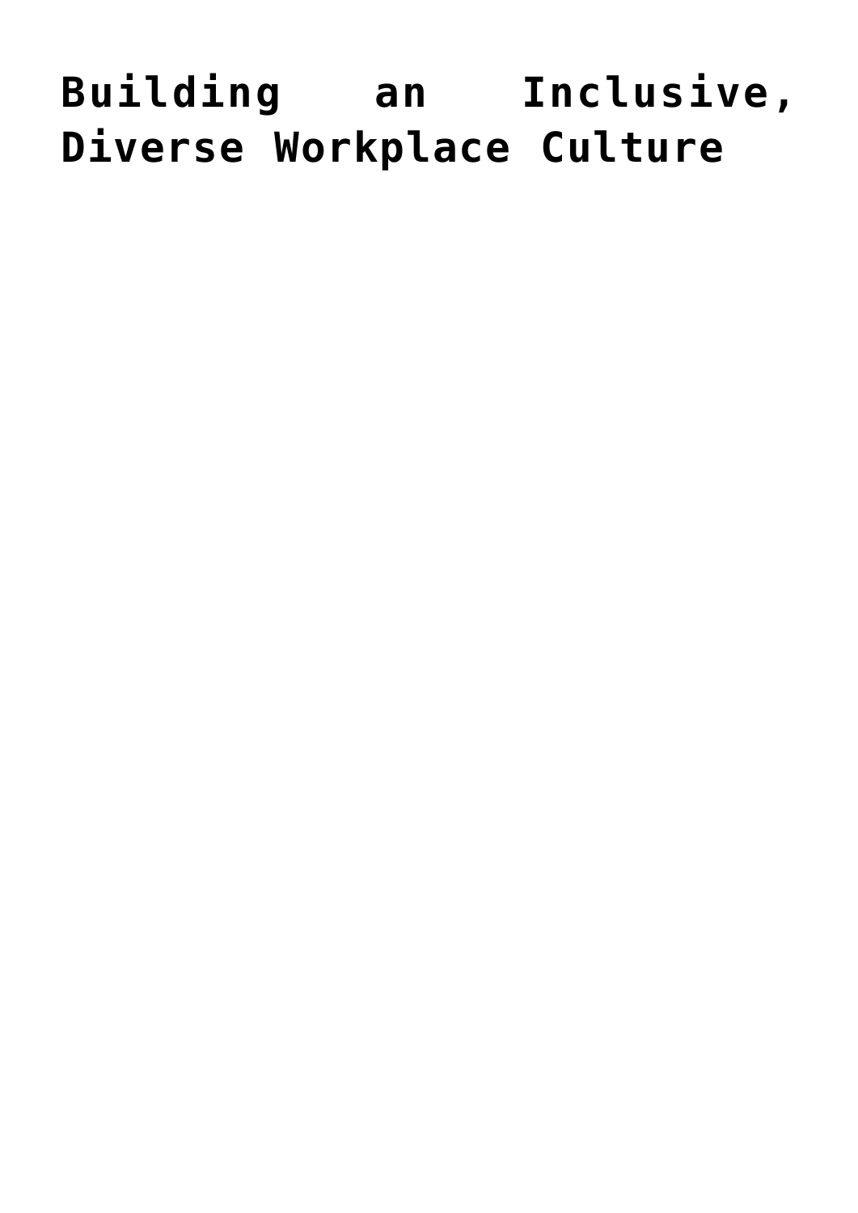# Building an Inclusive, Diverse Workplace Culture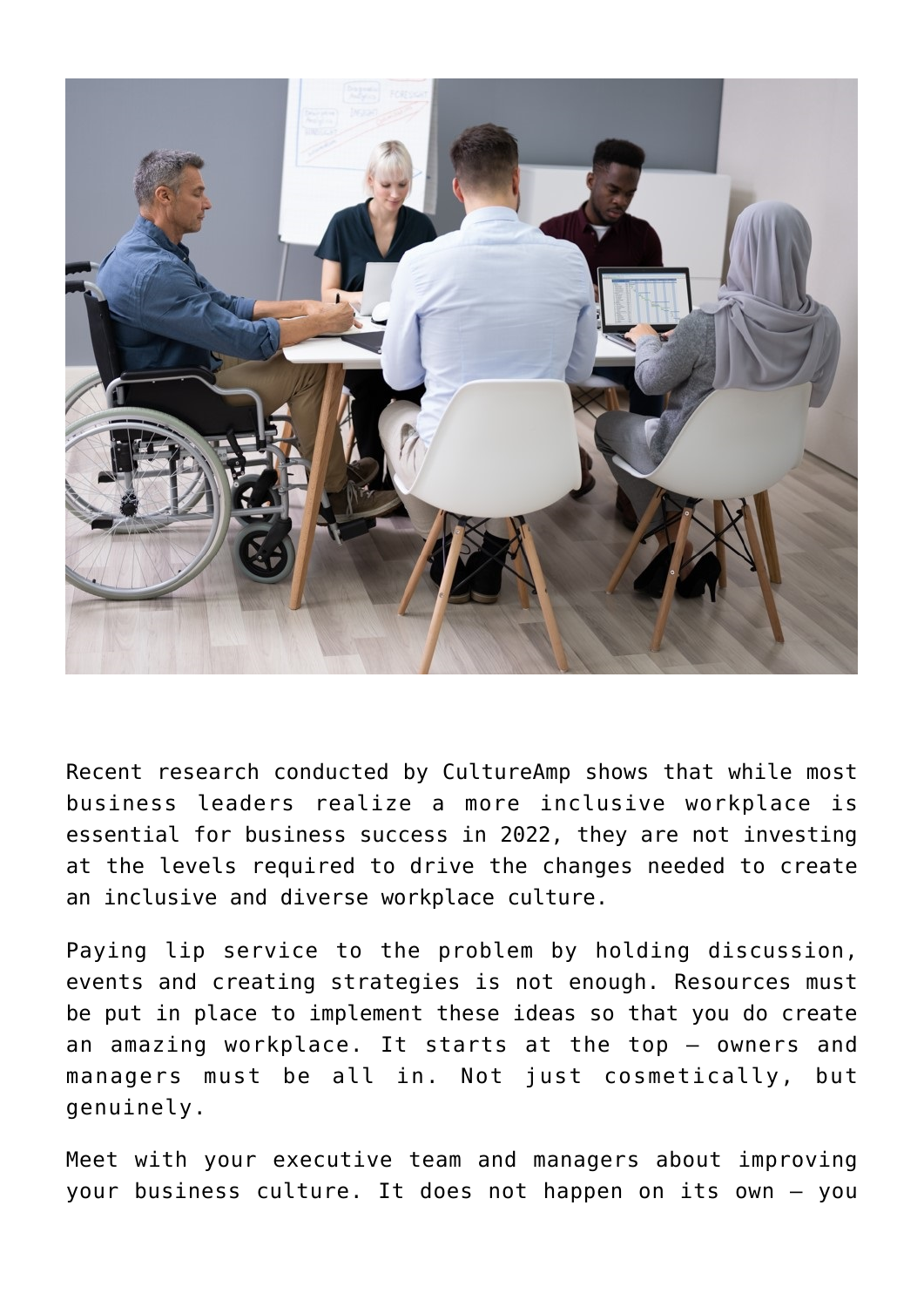Recent research conducted by CultureAmp shows that while most business leaders realize a more inclusive workplace is essential for business success in 2022, they are not investing at the levels required to drive the changes needed to create an inclusive and diverse workplace culture.

Paying lip service to the problem by holding discussion, events and creating strategies is not enough. Resources must be put in place to implement these ideas so that you do create an amazing workplace. It starts at the top – owners and managers must be all in. Not just cosmetically, but genuinely.

Meet with your executive team and managers about improving your business culture. It does not happen on its own – you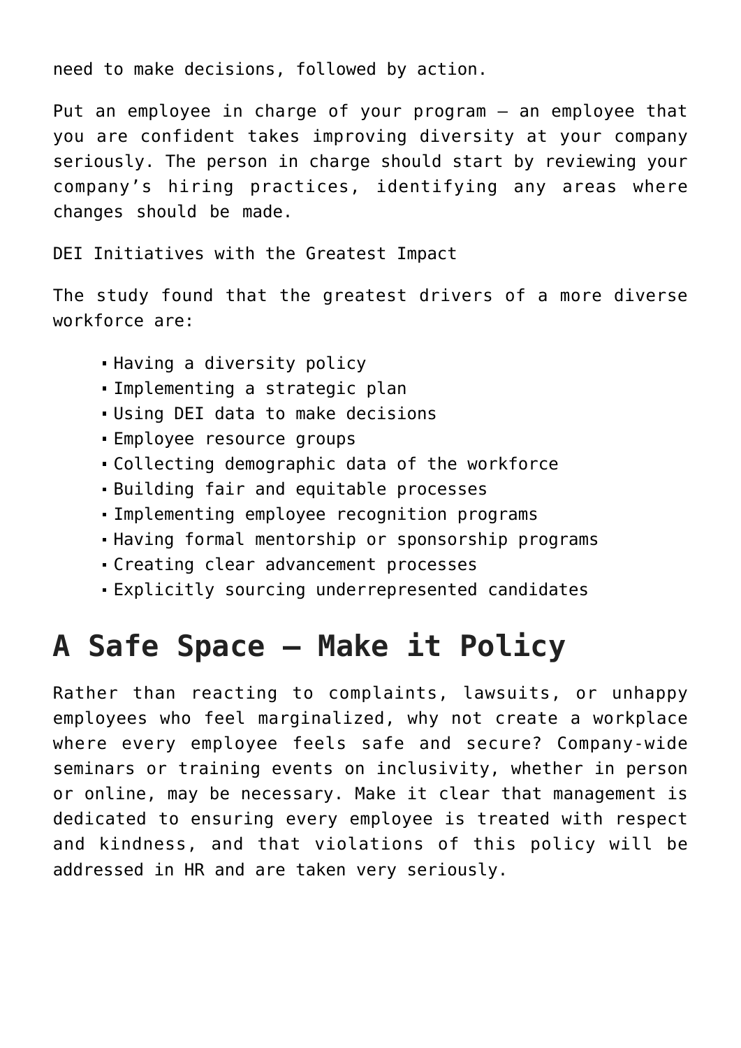need to make decisions, followed by action.

Put an employee in charge of your program — an employee that you are confident takes improving diversity at your company seriously. The person in charge should start by reviewing your company's hiring practices, identifying any areas where changes should be made.

DEI Initiatives with the Greatest Impact

The study found that the greatest drivers of a more diverse workforce are:

- Having a diversity policy
- Implementing a strategic plan
- Using DEI data to make decisions
- Employee resource groups
- Collecting demographic data of the workforce
- Building fair and equitable processes
- Implementing employee recognition programs
- Having formal mentorship or sponsorship programs
- Creating clear advancement processes
- Explicitly sourcing underrepresented candidates

## A Safe Space — Make it Policy

Rather than reacting to complaints, lawsuits, or unhappy employees who feel marginalized, why not create a workplace where every employee feels safe and secure? Company-wide seminars or training events on inclusivity, whether in person or online, may be necessary. Make it clear that management is dedicated to ensuring every employee is treated with respect and kindness, and that violations of this policy will be addressed in HR and are taken very seriously.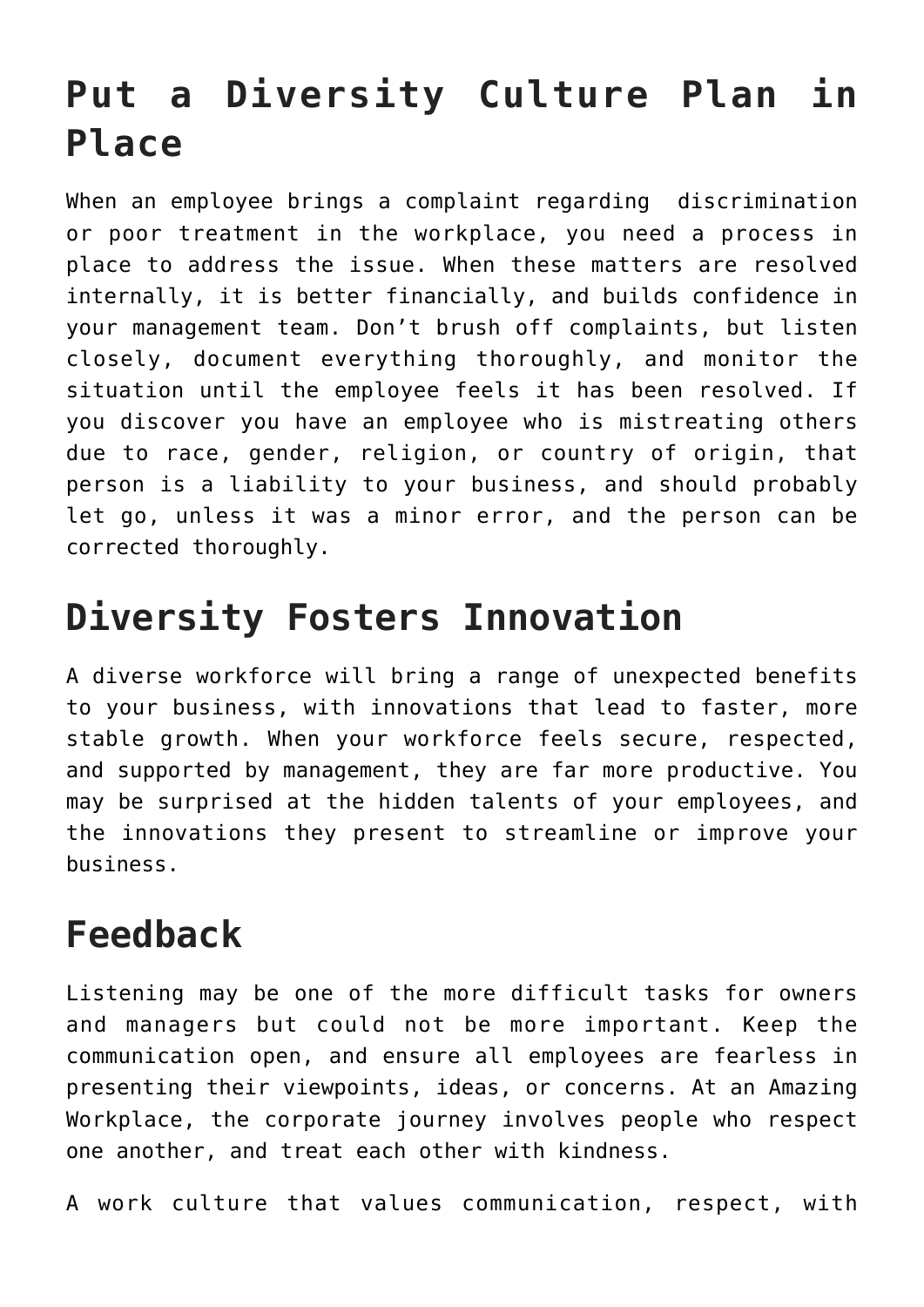## Put a Diversity Culture Plan in Place

When an employee brings a complaint regarding discrimination or poor treatment in the workplace, you need a process in place to address the issue. When these matters are resolved internally, it is better financially, and builds confidence in your management team. Don't brush off complaints, but listen closely, document everything thoroughly, and monitor the situation until the employee feels it has been resolved. If you discover you have an employee who is mistreating others due to race, gender, religion, or country of origin, that person is a liability to your business, and should probably let go, unless it was a minor error, and the person can be corrected thoroughly.

## Diversity Fosters Innovation

A diverse workforce will bring a range of unexpected benefits to your business, with innovations that lead to faster, more stable growth. When your workforce feels secure, respected, and supported by management, they are far more productive. You may be surprised at the hidden talents of your employees, and the innovations they present to streamline or improve your business.

## Feedback

Listening may be one of the more difficult tasks for owners and managers but could not be more important. Keep the communication open, and ensure all employees are fearless in presenting their viewpoints, ideas, or concerns. At an Amazing Workplace, the corporate journey involves people who respect one another, and treat each other with kindness.

A work culture that values communication, respect, with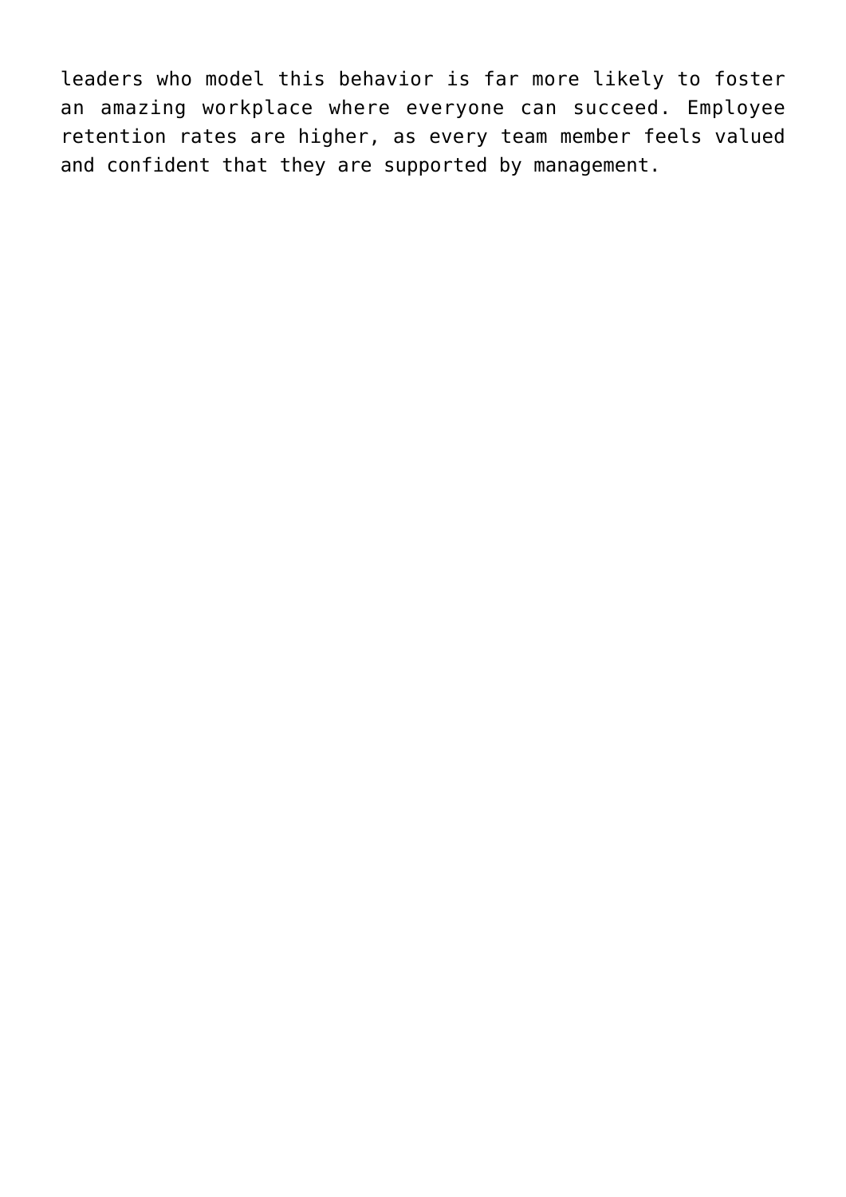leaders who model this behavior is far more likely to foster an amazing workplace where everyone can succeed. Employee retention rates are higher, as every team member feels valued and confident that they are supported by management.